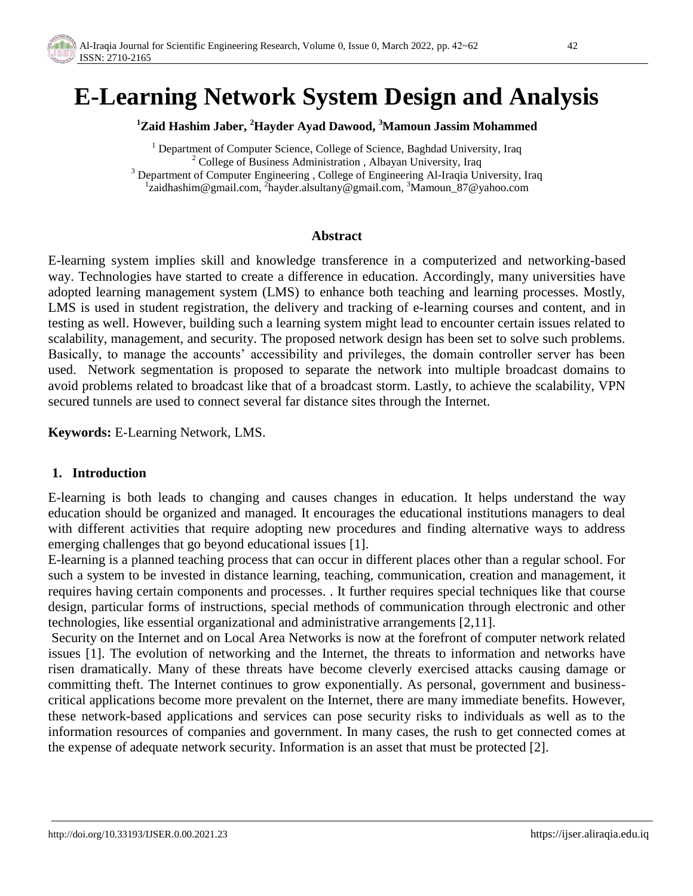# E-Learning Network System Design and Analysis

**[1]Zaid Hashim Jaber, [2]Hayder Ayad Dawood, [3]Mamoun Jassim Mohammed**

[1] Department of Computer Science, College of Science, Baghdad University, Iraq
[2] College of Business Administration , Albayan University, Iraq
[3] Department of Computer Engineering , College of Engineering Al-Iraqia University, Iraq
[1]zaidhashim@gmail.com, [2]hayder.alsultany@gmail.com, [3]Mamoun_87@yahoo.com

### Abstract

E-learning system implies skill and knowledge transference in a computerized and networking-based way. Technologies have started to create a difference in education. Accordingly, many universities have adopted learning management system (LMS) to enhance both teaching and learning processes. Mostly, LMS is used in student registration, the delivery and tracking of e-learning courses and content, and in testing as well. However, building such a learning system might lead has encounter certain issues related to scalability, management, and security. The proposed network design has been set to solve such problems. Basically, to manage the accounts' accessibility and privileges, the domain controller server has been used. Network segmentation is proposed to separate the network into multiple broadcast domains to avoid problems related to broadcast like that of a broadcast storm. Lastly, to achieve the scalability, VPN secured tunnels are used to connect several far distance sites through the Internet.

**Keywords:** E-Learning Network, LMS.

## 1. Introduction

E-learning is both leads to changing and causes changes in education. It helps understand the way education should be organized and managed. It encourages the educational institutions managers to deal with different activities that require adopting new procedures and finding alternative ways to address emerging challenges that go beyond educational issues [1].

E-learning is a planned teaching process that can occur in different places other than a regular school. For such a system to be invested in distance learning, teaching, communication, creation and management, it requires having certain components and processes. . It further requires special techniques like that course design, particular forms of instructions, special methods of communication through electronic and other technologies, like essential organizational and administrative arrangements [2,11].

Security on the Internet and on Local Area Networks is now at the forefront of computer network related issues [1]. The evolution of networking and the Internet, the threats to information and networks have risen dramatically. Many of these threats have become cleverly exercised attacks causing damage or committing theft. The Internet continues to grow exponentially. As personal, government and business-critical applications become more prevalent on the Internet, there are many immediate benefits. However, these network-based applications and services can pose security risks to individuals as well as to the information resources of companies and government. In many cases, the rush to get connected comes at the expense of adequate network security. Information is an asset that must be protected [2].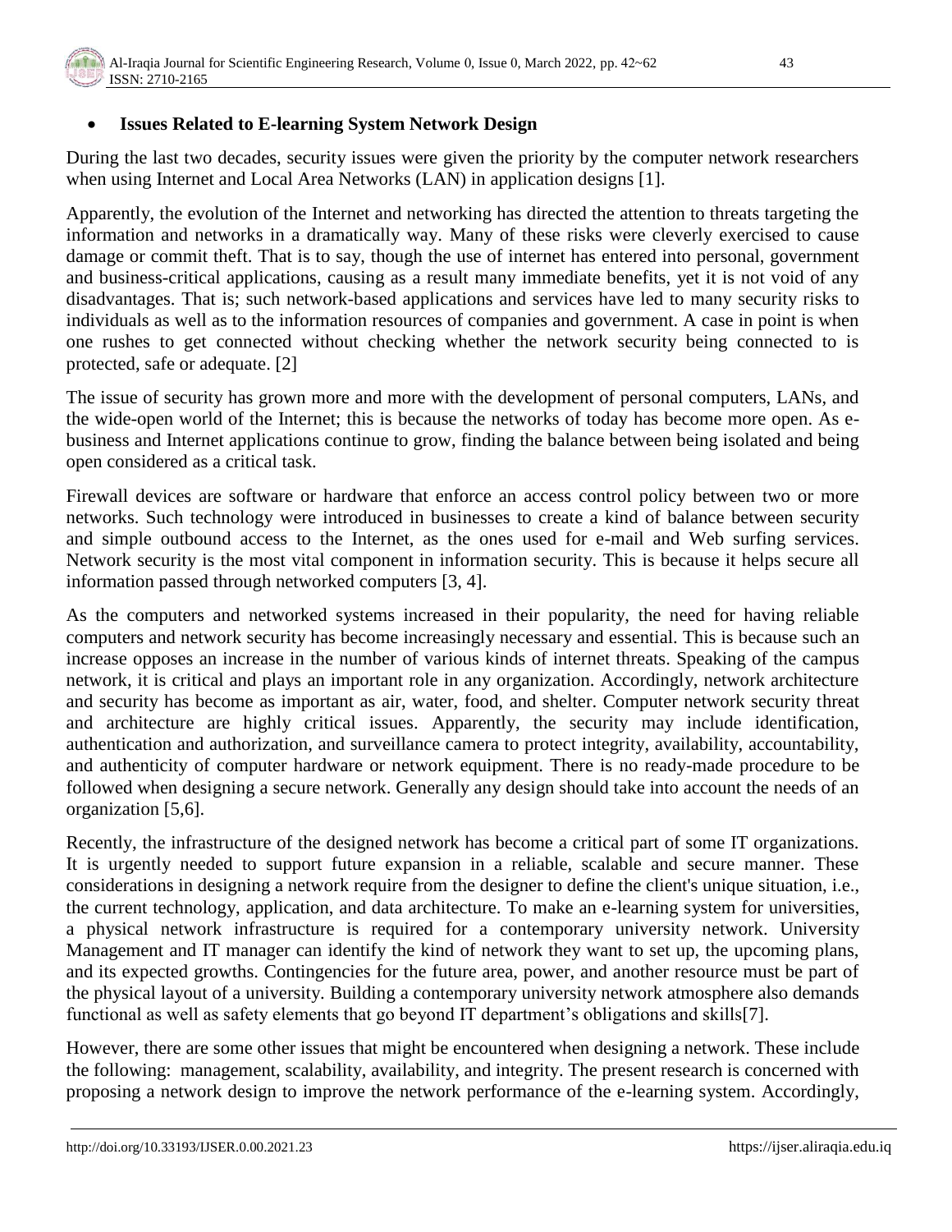- **Issues Related to E-learning System Network Design**

During the last two decades, security issues were given the priority by the computer network researchers when using Internet and Local Area Networks (LAN) in application designs [1].

Apparently, the evolution of the Internet and networking has directed the attention to threats targeting the information and networks in a dramatically way. Many of these risks were cleverly exercised to cause damage or commit theft. That is to say, though the use of internet has entered into personal, government and business-critical applications, causing as a result many immediate benefits, yet it is not void of any disadvantages. That is; such network-based applications and services have led to many security risks to individuals as well as to the information resources of companies and government. A case in point is when one rushes to get connected without checking whether the network security being connected to is protected, safe or adequate. [2]

The issue of security has grown more and more with the development of personal computers, LANs, and the wide-open world of the Internet; this is because the networks of today has become more open. As e-business and Internet applications continue to grow, finding the balance between being isolated and being open considered as a critical task.

Firewall devices are software or hardware that enforce an access control policy between two or more networks. Such technology were introduced in businesses to create a kind of balance between security and simple outbound access to the Internet, as the ones used for e-mail and Web surfing services. Network security is the most vital component in information security. This is because it helps secure all information passed through networked computers [3, 4].

As the computers and networked systems increased in their popularity, the need for having reliable computers and network security has become increasingly necessary and essential. This is because such an increase opposes an increase in the number of various kinds of internet threats. Speaking of the campus network, it is critical and plays an important role in any organization. Accordingly, network architecture and security has become as important as air, water, food, and shelter. Computer network security threat and architecture are highly critical issues. Apparently, the security may include identification, authentication and authorization, and surveillance camera to protect integrity, availability, accountability, and authenticity of computer hardware or network equipment. There is no ready-made procedure to be followed when designing a secure network. Generally any design should take into account the needs of an organization [5,6].

Recently, the infrastructure of the designed network has become a critical part of some IT organizations. It is urgently needed to support future expansion in a reliable, scalable and secure manner. These considerations in designing a network require from the designer to define the client's unique situation, i.e., the current technology, application, and data architecture. To make an e-learning system for universities, a physical network infrastructure is required for a contemporary university network. University Management and IT manager can identify the kind of network they want to set up, the upcoming plans, and its expected growths. Contingencies for the future area, power, and another resource must be part of the physical layout of a university. Building a contemporary university network atmosphere also demands functional as well as safety elements that go beyond IT department's obligations and skills[7].

However, there are some other issues that might be encountered when designing a network. These include the following: management, scalability, availability, and integrity. The present research is concerned with proposing a network design to improve the network performance of the e-learning system. Accordingly,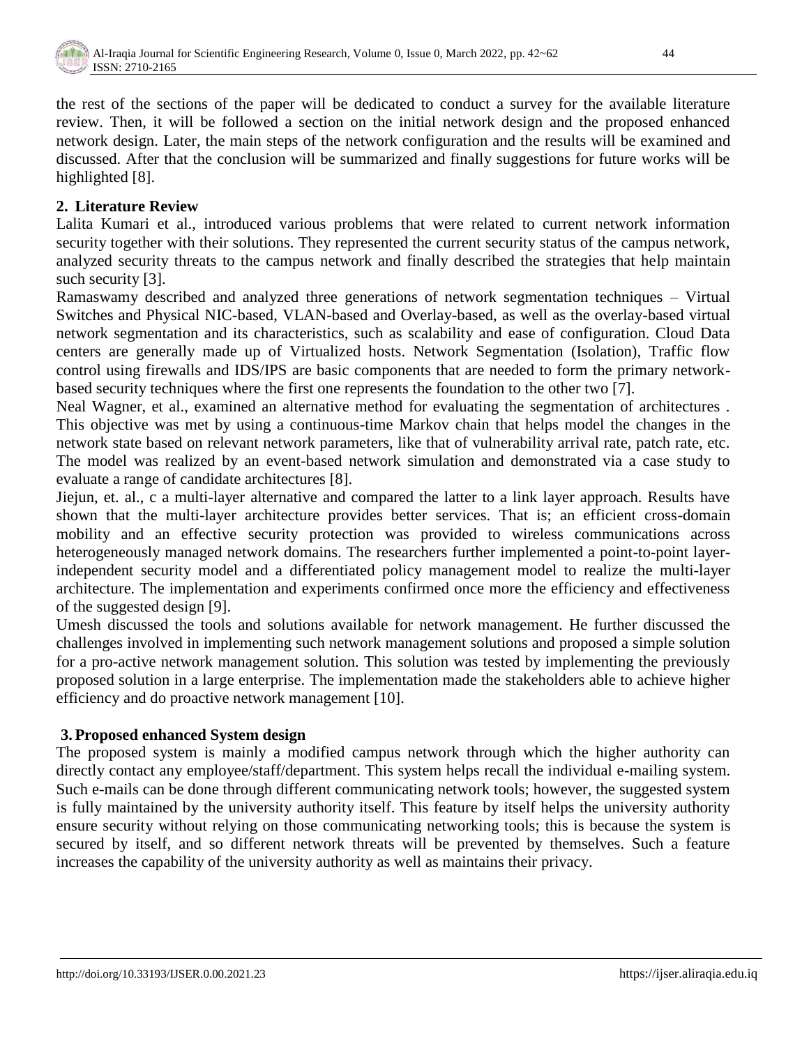the rest of the sections of the paper will be dedicated to conduct a survey for the available literature review. Then, it will be followed a section on the initial network design and the proposed enhanced network design. Later, the main steps of the network configuration and the results will be examined and discussed. After that the conclusion will be summarized and finally suggestions for future works will be highlighted [8].

## 2. Literature Review

Lalita Kumari et al., introduced various problems that were related to current network information security together with their solutions. They represented the current security status of the campus network, analyzed security threats to the campus network and finally described the strategies that help maintain such security [3].

Ramaswamy described and analyzed three generations of network segmentation techniques – Virtual Switches and Physical NIC-based, VLAN-based and Overlay-based, as well as the overlay-based virtual network segmentation and its characteristics, such as scalability and ease of configuration. Cloud Data centers are generally made up of Virtualized hosts. Network Segmentation (Isolation), Traffic flow control using firewalls and IDS/IPS are basic components that are needed to form the primary network-based security techniques where the first one represents the foundation to the other two [7].

Neal Wagner, et al., examined an alternative method for evaluating the segmentation of architectures . This objective was met by using a continuous-time Markov chain that helps model the changes in the network state based on relevant network parameters, like that of vulnerability arrival rate, patch rate, etc. The model was realized by an event-based network simulation and demonstrated via a case study to evaluate a range of candidate architectures [8].

Jiejun, et. al., c a multi-layer alternative and compared the latter to a link layer approach. Results have shown that the multi-layer architecture provides better services. That is; an efficient cross-domain mobility and an effective security protection was provided to wireless communications across heterogeneously managed network domains. The researchers further implemented a point-to-point layer-independent security model and a differentiated policy management model to realize the multi-layer architecture. The implementation and experiments confirmed once more the efficiency and effectiveness of the suggested design [9].

Umesh discussed the tools and solutions available for network management. He further discussed the challenges involved in implementing such network management solutions and proposed a simple solution for a pro-active network management solution. This solution was tested by implementing the previously proposed solution in a large enterprise. The implementation made the stakeholders able to achieve higher efficiency and do proactive network management [10].

## 3. Proposed enhanced System design

The proposed system is mainly a modified campus network through which the higher authority can directly contact any employee/staff/department. This system helps recall the individual e-mailing system. Such e-mails can be done through different communicating network tools; however, the suggested system is fully maintained by the university authority itself. This feature by itself helps the university authority ensure security without relying on those communicating networking tools; this is because the system is secured by itself, and so different network threats will be prevented by themselves. Such a feature increases the capability of the university authority as well as maintains their privacy.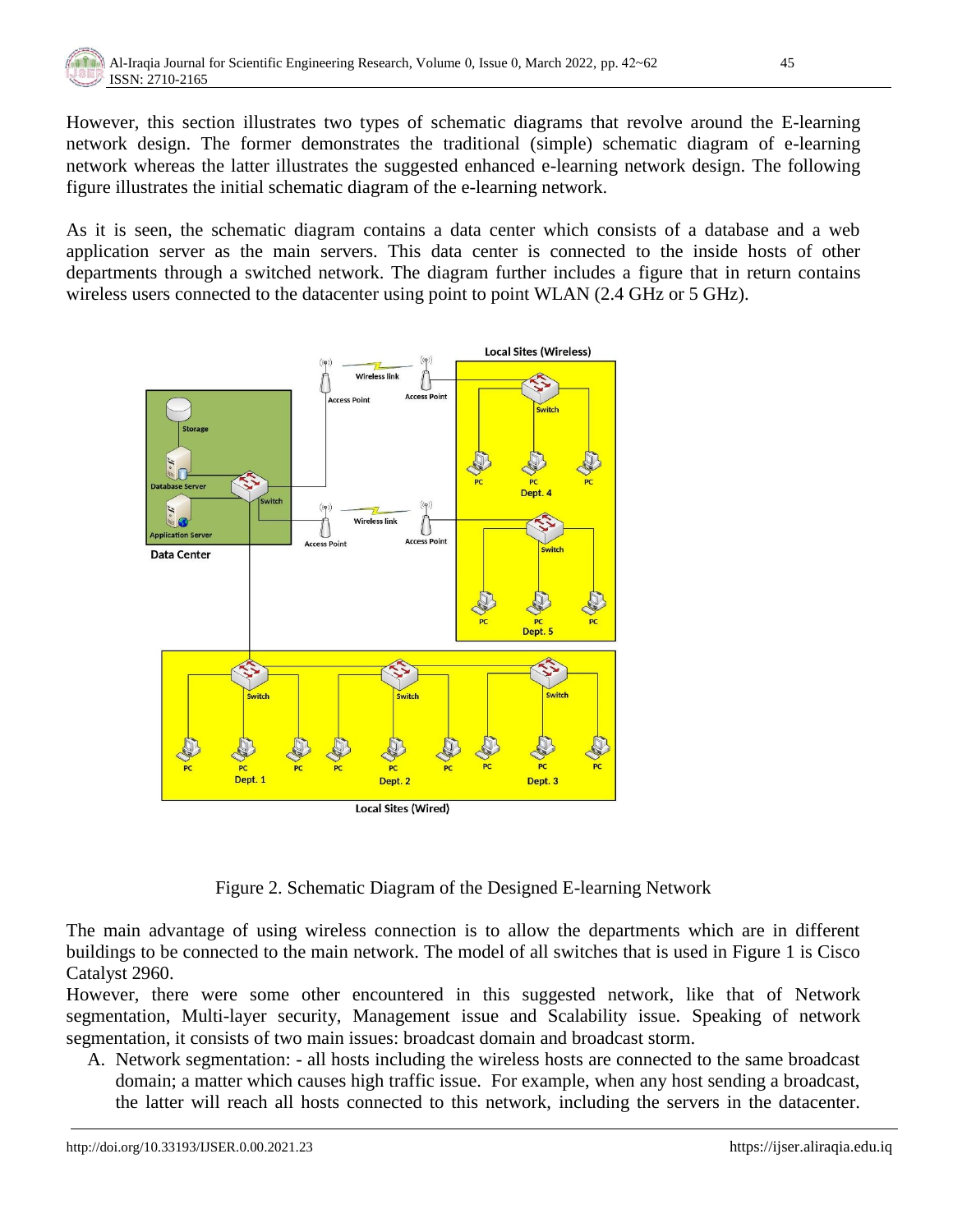However, this section illustrates two types of schematic diagrams that revolve around the E-learning network design. The former demonstrates the traditional (simple) schematic diagram of e-learning network whereas the latter illustrates the suggested enhanced e-learning network design. The following figure illustrates the initial schematic diagram of the e-learning network.

As it is seen, the schematic diagram contains a data center which consists of a database and a web application server as the main servers. This data center is connected to the inside hosts of other departments through a switched network. The diagram further includes a figure that in return contains wireless users connected to the datacenter using point to point WLAN (2.4 GHz or 5 GHz).

Local Sites (Wireless)
Wireless link
Access Point
Access Point
Switch
PC
PC
PC
Dept. 4
Storage
Database Server
Switch
Application Server
Data Center
Wireless link
Access Point
Access Point
Switch
PC
PC
PC
Dept. 5
Switch
Switch
Switch
PC
PC
PC
PC
PC
PC
PC
PC
PC
Dept. 1
Dept. 2
Dept. 3
Local Sites (Wired)

Figure 2. Schematic Diagram of the Designed E-learning Network

The main advantage of using wireless connection is to allow the departments which are in different buildings to be connected to the main network. The model of all switches that is used in Figure 1 is Cisco Catalyst 2960.

However, there were some other encountered in this suggested network, like that of Network segmentation, Multi-layer security, Management issue and Scalability issue. Speaking of network segmentation, it consists of two main issues: broadcast domain and broadcast storm.

A. Network segmentation: - all hosts including the wireless hosts are connected to the same broadcast domain; a matter which causes high traffic issue. For example, when any host sending a broadcast, the latter will reach all hosts connected to this network, including the servers in the datacenter.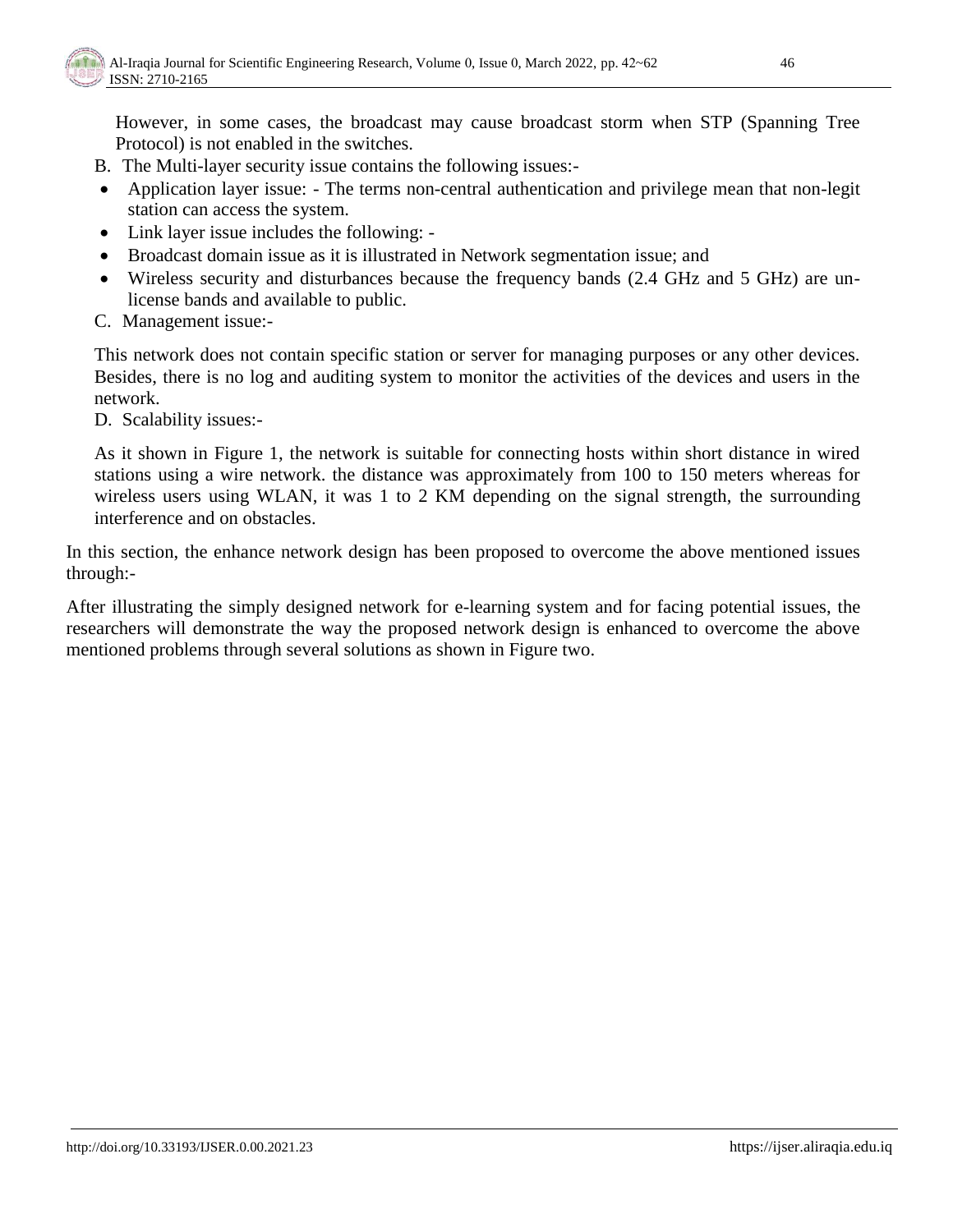However, in some cases, the broadcast may cause broadcast storm when STP (Spanning Tree Protocol) is not enabled in the switches.

B. The Multi-layer security issue contains the following issues:-

- Application layer issue: - The terms non-central authentication and privilege mean that non-legit station can access the system.
- Link layer issue includes the following: -
- Broadcast domain issue as it is illustrated in Network segmentation issue; and
- Wireless security and disturbances because the frequency bands (2.4 GHz and 5 GHz) are un-license bands and available to public.

C. Management issue:-

This network does not contain specific station or server for managing purposes or any other devices. Besides, there is no log and auditing system to monitor the activities of the devices and users in the network.

D. Scalability issues:-

As it shown in Figure 1, the network is suitable for connecting hosts within short distance in wired stations using a wire network. the distance was approximately from 100 to 150 meters whereas for wireless users using WLAN, it was 1 to 2 KM depending on the signal strength, the surrounding interference and on obstacles.

In this section, the enhance network design has been proposed to overcome the above mentioned issues through:-

After illustrating the simply designed network for e-learning system and for facing potential issues, the researchers will demonstrate the way the proposed network design is enhanced to overcome the above mentioned problems through several solutions as shown in Figure two.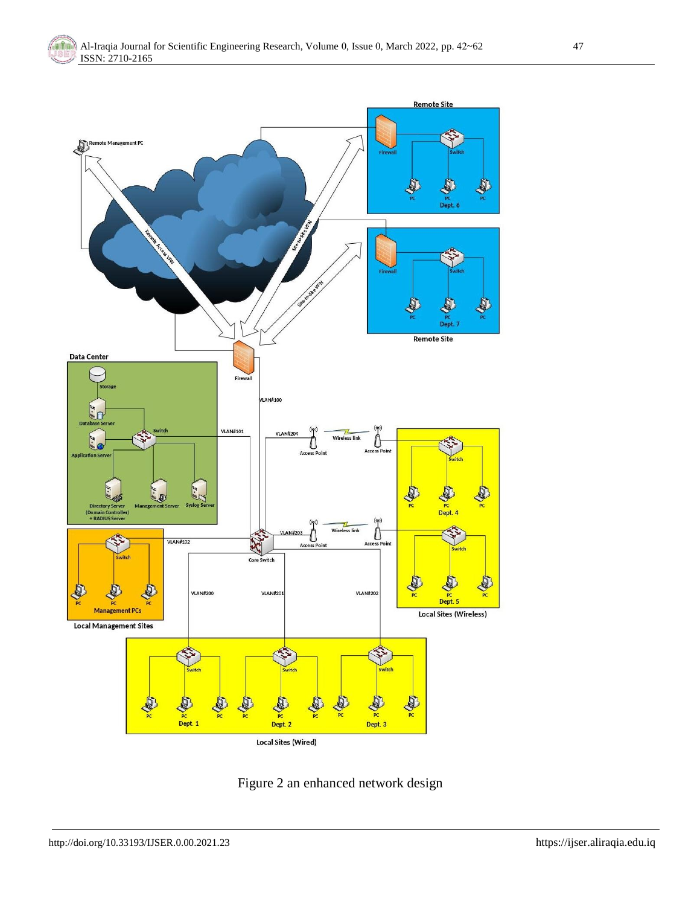Remote Site

Remote Management PC

Firewall

Switch

PC

PC

PC

Dept. 6

Remote Access VPN

Site-to-Site VPN

Site-to-Site VPN

Firewall

Switch

PC

PC

PC

Dept. 7

Remote Site

Data Center

Storage

Database Server

Switch

Application Server

Directory Server (Domain Controller) + RADIUS Server

Management Server

Syslog Server

Firewall

VLAN#100

VLAN#101

VLAN#204

Access Point

Wireless link

Access Point

Switch

PC

PC

PC

Dept. 4

VLAN#203

Access Point

Wireless link

Access Point

Switch

PC

PC

PC

Dept. 5

Local Sites (Wireless)

VLAN#102

Switch

PC

PC

PC

Management PCs

Local Management Sites

Core Switch

VLAN#200

VLAN#201

VLAN#202

Switch

Switch

Switch

PC

PC

PC

PC

PC

PC

PC

PC

PC

Dept. 1

Dept. 2

Dept. 3

Local Sites (Wired)

Figure 2 an enhanced network design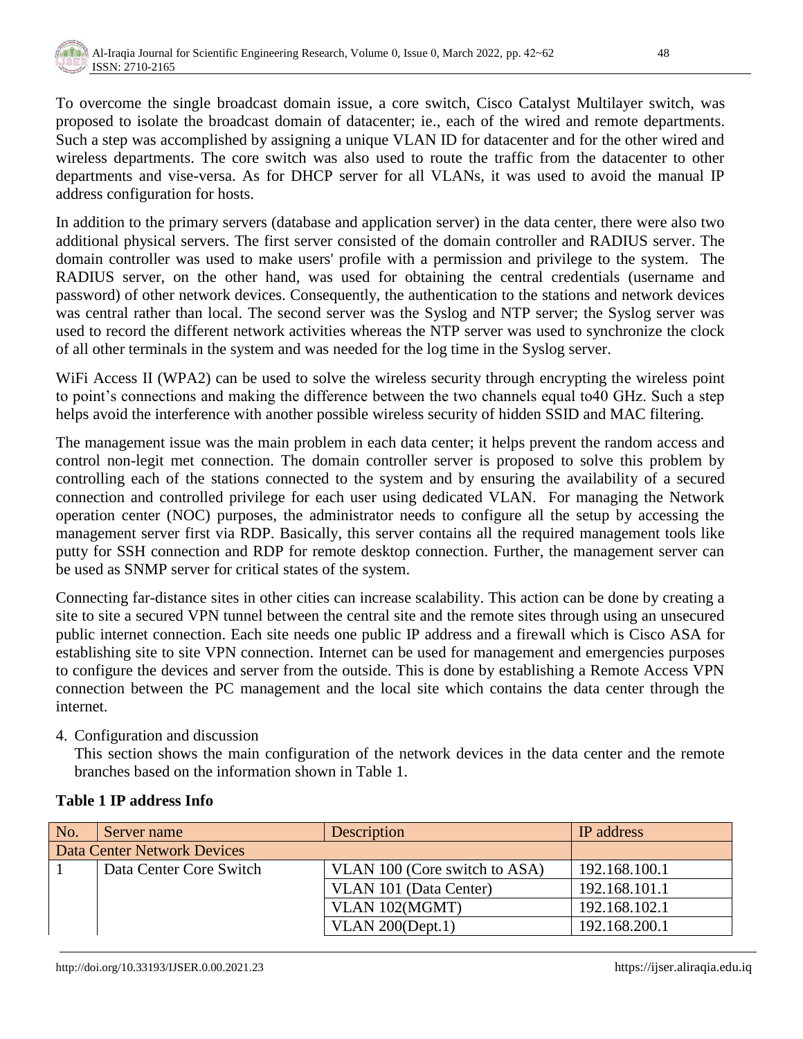To overcome the single broadcast domain issue, a core switch, Cisco Catalyst Multilayer switch, was proposed to isolate the broadcast domain of datacenter; ie., each of the wired and remote departments. Such a step was accomplished by assigning a unique VLAN ID for datacenter and for the other wired and wireless departments. The core switch was also used to route the traffic from the datacenter to other departments and vise-versa. As for DHCP server for all VLANs, it was used to avoid the manual IP address configuration for hosts.

In addition to the primary servers (database and application server) in the data center, there were also two additional physical servers. The first server consisted of the domain controller and RADIUS server. The domain controller was used to make users' profile with a permission and privilege to the system. The RADIUS server, on the other hand, was used for obtaining the central credentials (username and password) of other network devices. Consequently, the authentication to the stations and network devices was central rather than local. The second server was the Syslog and NTP server; the Syslog server was used to record the different network activities whereas the NTP server was used to synchronize the clock of all other terminals in the system and was needed for the log time in the Syslog server.

WiFi Access II (WPA2) can be used to solve the wireless security through encrypting the wireless point to point's connections and making the difference between the two channels equal to40 GHz. Such a step helps avoid the interference with another possible wireless security of hidden SSID and MAC filtering.

The management issue was the main problem in each data center; it helps prevent the random access and control non-legit met connection. The domain controller server is proposed to solve this problem by controlling each of the stations connected to the system and by ensuring the availability of a secured connection and controlled privilege for each user using dedicated VLAN. For managing the Network operation center (NOC) purposes, the administrator needs to configure all the setup by accessing the management server first via RDP. Basically, this server contains all the required management tools like putty for SSH connection and RDP for remote desktop connection. Further, the management server can be used as SNMP server for critical states of the system.

Connecting far-distance sites in other cities can increase scalability. This action can be done by creating a site to site a secured VPN tunnel between the central site and the remote sites through using an unsecured public internet connection. Each site needs one public IP address and a firewall which is Cisco ASA for establishing site to site VPN connection. Internet can be used for management and emergencies purposes to configure the devices and server from the outside. This is done by establishing a Remote Access VPN connection between the PC management and the local site which contains the data center through the internet.

4. Configuration and discussion

   This section shows the main configuration of the network devices in the data center and the remote branches based on the information shown in Table 1.

**Table 1 IP address Info**

| No. | Server name | Description | IP address |
|---|---|---|---|
| Data Center Network Devices | | | |
| 1 | Data Center Core Switch | VLAN 100 (Core switch to ASA) | 192.168.100.1 |
| | | VLAN 101 (Data Center) | 192.168.101.1 |
| | | VLAN 102(MGMT) | 192.168.102.1 |
| | | VLAN 200(Dept.1) | 192.168.200.1 |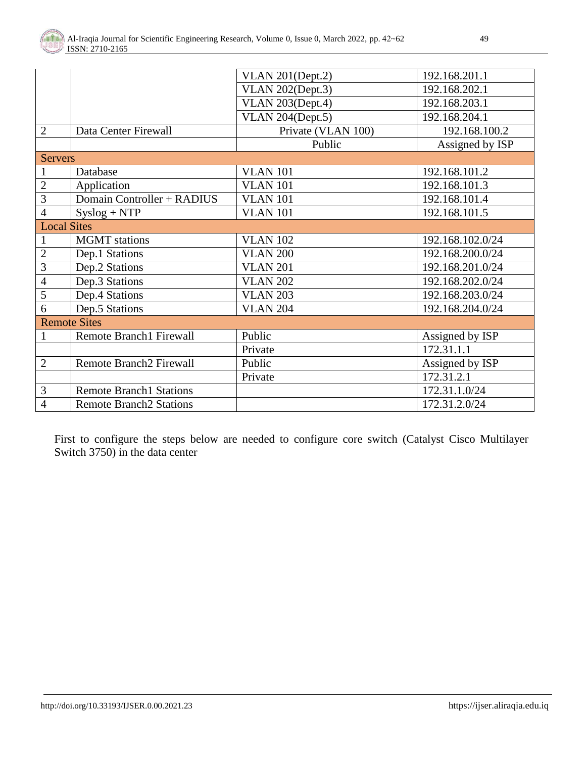| | | | |
|---|---|---|---|
| | | VLAN 201(Dept.2) | 192.168.201.1 |
| | | VLAN 202(Dept.3) | 192.168.202.1 |
| | | VLAN 203(Dept.4) | 192.168.203.1 |
| | | VLAN 204(Dept.5) | 192.168.204.1 |
| 2 | Data Center Firewall | Private (VLAN 100) | 192.168.100.2 |
| | | Public | Assigned by ISP |
| Servers | | | |
| 1 | Database | VLAN 101 | 192.168.101.2 |
| 2 | Application | VLAN 101 | 192.168.101.3 |
| 3 | Domain Controller + RADIUS | VLAN 101 | 192.168.101.4 |
| 4 | Syslog + NTP | VLAN 101 | 192.168.101.5 |
| Local Sites | | | |
| 1 | MGMT stations | VLAN 102 | 192.168.102.0/24 |
| 2 | Dep.1 Stations | VLAN 200 | 192.168.200.0/24 |
| 3 | Dep.2 Stations | VLAN 201 | 192.168.201.0/24 |
| 4 | Dep.3 Stations | VLAN 202 | 192.168.202.0/24 |
| 5 | Dep.4 Stations | VLAN 203 | 192.168.203.0/24 |
| 6 | Dep.5 Stations | VLAN 204 | 192.168.204.0/24 |
| Remote Sites | | | |
| 1 | Remote Branch1 Firewall | Public | Assigned by ISP |
| | | Private | 172.31.1.1 |
| 2 | Remote Branch2 Firewall | Public | Assigned by ISP |
| | | Private | 172.31.2.1 |
| 3 | Remote Branch1 Stations | | 172.31.1.0/24 |
| 4 | Remote Branch2 Stations | | 172.31.2.0/24 |

First to configure the steps below are needed to configure core switch (Catalyst Cisco Multilayer Switch 3750) in the data center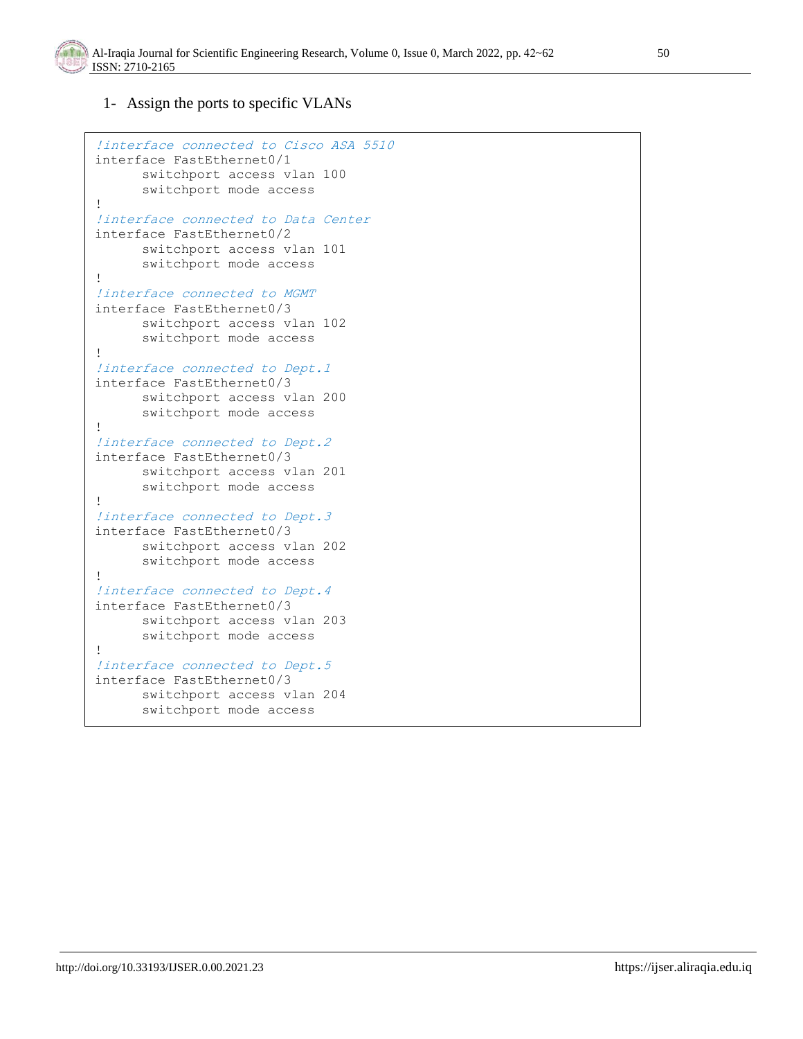1- Assign the ports to specific VLANs

```
!interface connected to Cisco ASA 5510
interface FastEthernet0/1
      switchport access vlan 100
      switchport mode access
!
!interface connected to Data Center
interface FastEthernet0/2
      switchport access vlan 101
      switchport mode access
!
!interface connected to MGMT
interface FastEthernet0/3
      switchport access vlan 102
      switchport mode access
!
!interface connected to Dept.1
interface FastEthernet0/3
      switchport access vlan 200
      switchport mode access
!
!interface connected to Dept.2
interface FastEthernet0/3
      switchport access vlan 201
      switchport mode access
!
!interface connected to Dept.3
interface FastEthernet0/3
      switchport access vlan 202
      switchport mode access
!
!interface connected to Dept.4
interface FastEthernet0/3
      switchport access vlan 203
      switchport mode access
!
!interface connected to Dept.5
interface FastEthernet0/3
      switchport access vlan 204
      switchport mode access
```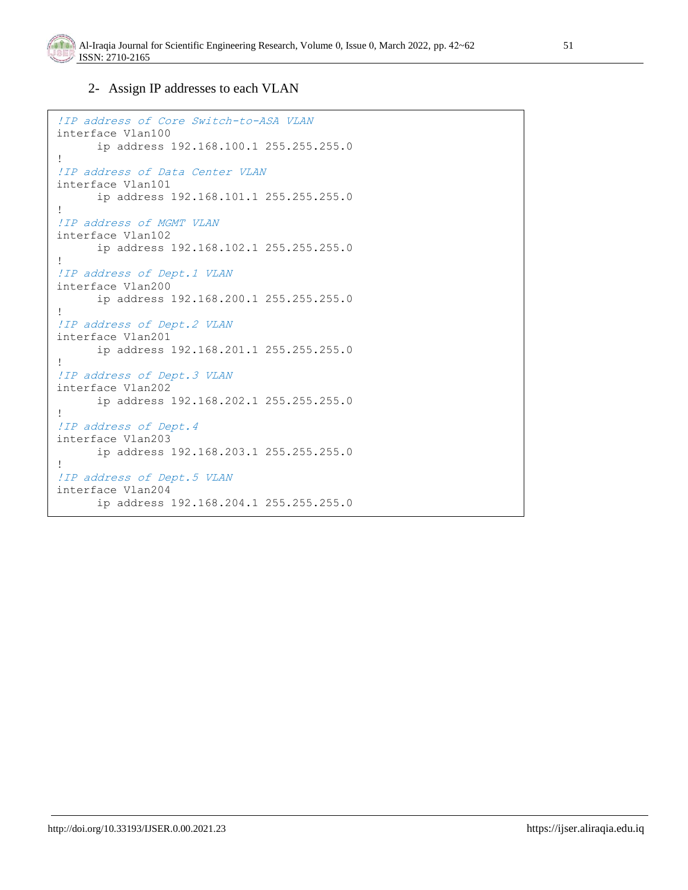2- Assign IP addresses to each VLAN

```
!IP address of Core Switch-to-ASA VLAN
interface Vlan100
      ip address 192.168.100.1 255.255.255.0
!
!IP address of Data Center VLAN
interface Vlan101
      ip address 192.168.101.1 255.255.255.0
!
!IP address of MGMT VLAN
interface Vlan102
      ip address 192.168.102.1 255.255.255.0
!
!IP address of Dept.1 VLAN
interface Vlan200
      ip address 192.168.200.1 255.255.255.0
!
!IP address of Dept.2 VLAN
interface Vlan201
      ip address 192.168.201.1 255.255.255.0
!
!IP address of Dept.3 VLAN
interface Vlan202
      ip address 192.168.202.1 255.255.255.0
!
!IP address of Dept.4
interface Vlan203
      ip address 192.168.203.1 255.255.255.0
!
!IP address of Dept.5 VLAN
interface Vlan204
      ip address 192.168.204.1 255.255.255.0
```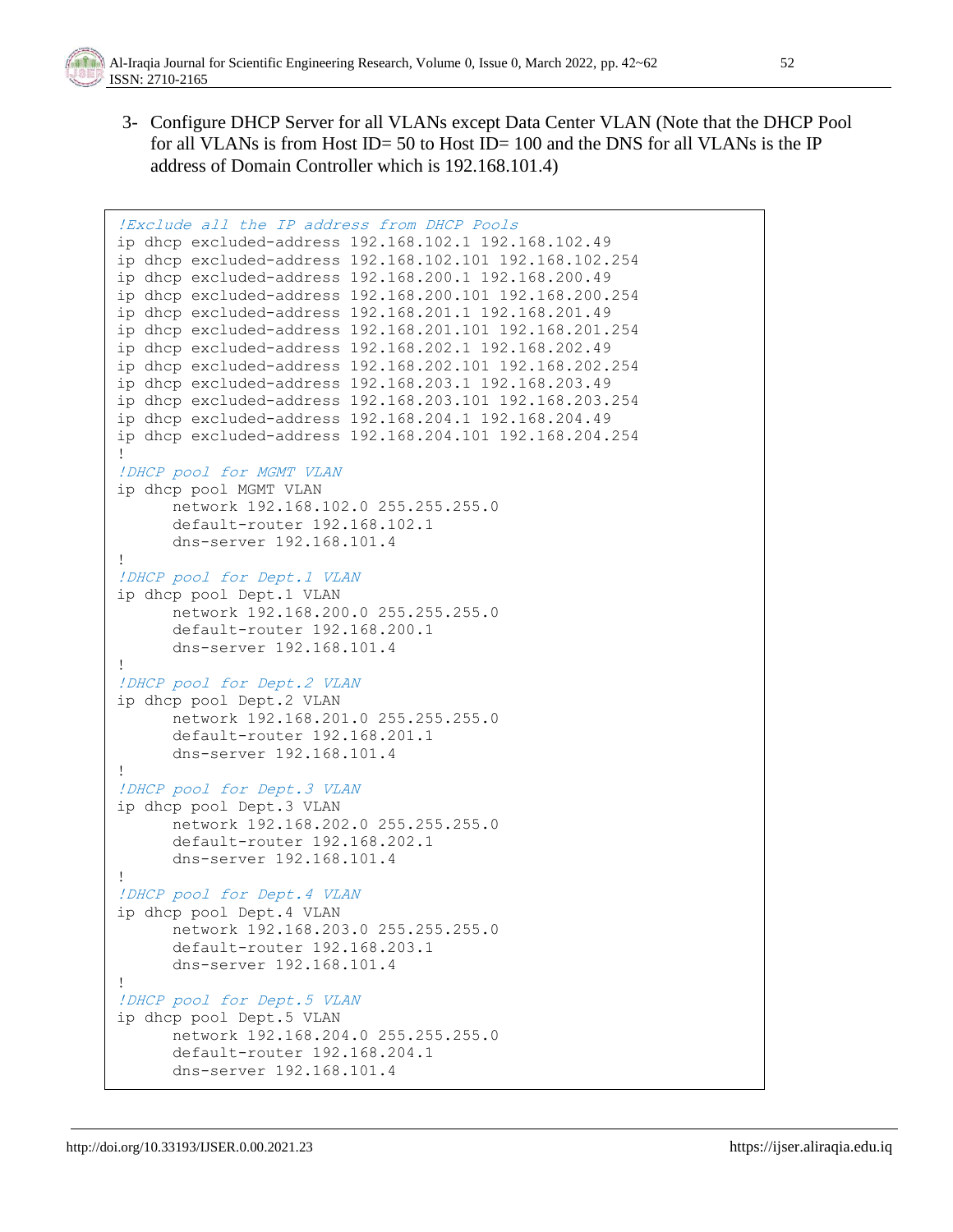3- Configure DHCP Server for all VLANs except Data Center VLAN (Note that the DHCP Pool for all VLANs is from Host ID= 50 to Host ID= 100 and the DNS for all VLANs is the IP address of Domain Controller which is 192.168.101.4)

```
!Exclude all the IP address from DHCP Pools
ip dhcp excluded-address 192.168.102.1 192.168.102.49
ip dhcp excluded-address 192.168.102.101 192.168.102.254
ip dhcp excluded-address 192.168.200.1 192.168.200.49
ip dhcp excluded-address 192.168.200.101 192.168.200.254
ip dhcp excluded-address 192.168.201.1 192.168.201.49
ip dhcp excluded-address 192.168.201.101 192.168.201.254
ip dhcp excluded-address 192.168.202.1 192.168.202.49
ip dhcp excluded-address 192.168.202.101 192.168.202.254
ip dhcp excluded-address 192.168.203.1 192.168.203.49
ip dhcp excluded-address 192.168.203.101 192.168.203.254
ip dhcp excluded-address 192.168.204.1 192.168.204.49
ip dhcp excluded-address 192.168.204.101 192.168.204.254
!
!DHCP pool for MGMT VLAN
ip dhcp pool MGMT VLAN
      network 192.168.102.0 255.255.255.0
      default-router 192.168.102.1
      dns-server 192.168.101.4
!
!DHCP pool for Dept.1 VLAN
ip dhcp pool Dept.1 VLAN
      network 192.168.200.0 255.255.255.0
      default-router 192.168.200.1
      dns-server 192.168.101.4
!
!DHCP pool for Dept.2 VLAN
ip dhcp pool Dept.2 VLAN
      network 192.168.201.0 255.255.255.0
      default-router 192.168.201.1
      dns-server 192.168.101.4
!
!DHCP pool for Dept.3 VLAN
ip dhcp pool Dept.3 VLAN
      network 192.168.202.0 255.255.255.0
      default-router 192.168.202.1
      dns-server 192.168.101.4
!
!DHCP pool for Dept.4 VLAN
ip dhcp pool Dept.4 VLAN
      network 192.168.203.0 255.255.255.0
      default-router 192.168.203.1
      dns-server 192.168.101.4
!
!DHCP pool for Dept.5 VLAN
ip dhcp pool Dept.5 VLAN
      network 192.168.204.0 255.255.255.0
      default-router 192.168.204.1
      dns-server 192.168.101.4
```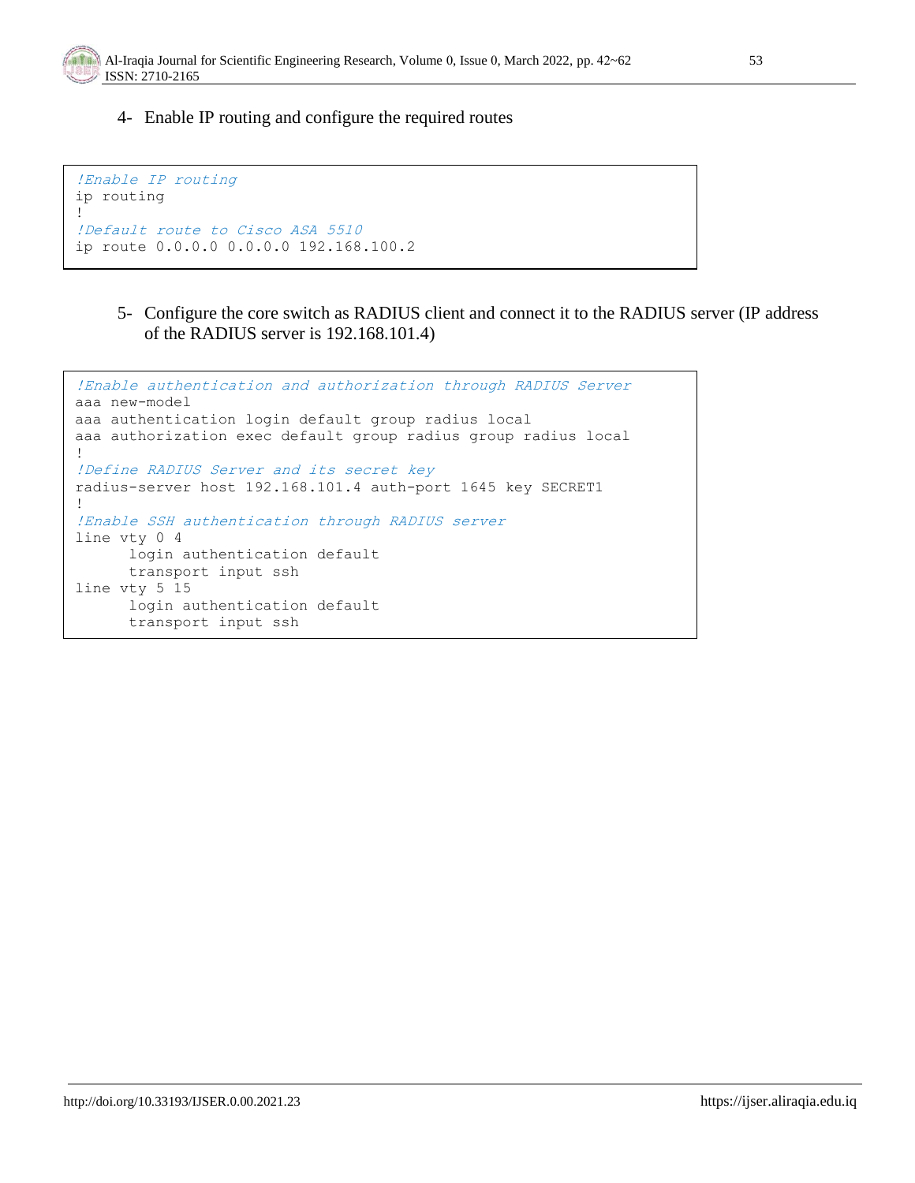4- Enable IP routing and configure the required routes

```
!Enable IP routing
ip routing
!
!Default route to Cisco ASA 5510
ip route 0.0.0.0 0.0.0.0 192.168.100.2
```

5- Configure the core switch as RADIUS client and connect it to the RADIUS server (IP address of the RADIUS server is 192.168.101.4)

```
!Enable authentication and authorization through RADIUS Server
aaa new-model
aaa authentication login default group radius local
aaa authorization exec default group radius group radius local
!
!Define RADIUS Server and its secret key
radius-server host 192.168.101.4 auth-port 1645 key SECRET1
!
!Enable SSH authentication through RADIUS server
line vty 0 4
      login authentication default
      transport input ssh
line vty 5 15
      login authentication default
      transport input ssh
```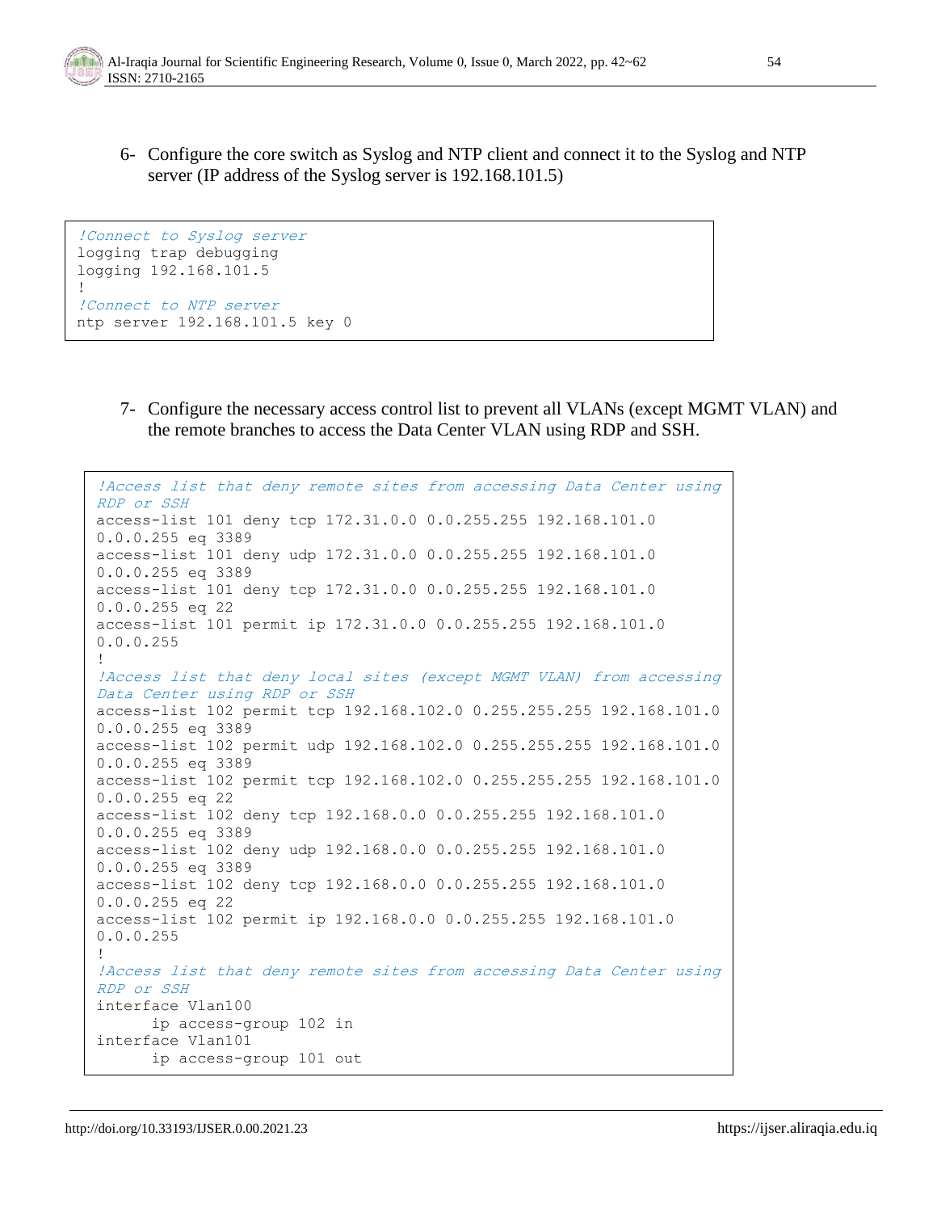6- Configure the core switch as Syslog and NTP client and connect it to the Syslog and NTP server (IP address of the Syslog server is 192.168.101.5)

```
!Connect to Syslog server
logging trap debugging
logging 192.168.101.5
!
!Connect to NTP server
ntp server 192.168.101.5 key 0
```

7- Configure the necessary access control list to prevent all VLANs (except MGMT VLAN) and the remote branches to access the Data Center VLAN using RDP and SSH.

```
!Access list that deny remote sites from accessing Data Center using
RDP or SSH
access-list 101 deny tcp 172.31.0.0 0.0.255.255 192.168.101.0
0.0.0.255 eq 3389
access-list 101 deny udp 172.31.0.0 0.0.255.255 192.168.101.0
0.0.0.255 eq 3389
access-list 101 deny tcp 172.31.0.0 0.0.255.255 192.168.101.0
0.0.0.255 eq 22
access-list 101 permit ip 172.31.0.0 0.0.255.255 192.168.101.0
0.0.0.255
!
!Access list that deny local sites (except MGMT VLAN) from accessing
Data Center using RDP or SSH
access-list 102 permit tcp 192.168.102.0 0.255.255.255 192.168.101.0
0.0.0.255 eq 3389
access-list 102 permit udp 192.168.102.0 0.255.255.255 192.168.101.0
0.0.0.255 eq 3389
access-list 102 permit tcp 192.168.102.0 0.255.255.255 192.168.101.0
0.0.0.255 eq 22
access-list 102 deny tcp 192.168.0.0 0.0.255.255 192.168.101.0
0.0.0.255 eq 3389
access-list 102 deny udp 192.168.0.0 0.0.255.255 192.168.101.0
0.0.0.255 eq 3389
access-list 102 deny tcp 192.168.0.0 0.0.255.255 192.168.101.0
0.0.0.255 eq 22
access-list 102 permit ip 192.168.0.0 0.0.255.255 192.168.101.0
0.0.0.255
!
!Access list that deny remote sites from accessing Data Center using
RDP or SSH
interface Vlan100
      ip access-group 102 in
interface Vlan101
      ip access-group 101 out
```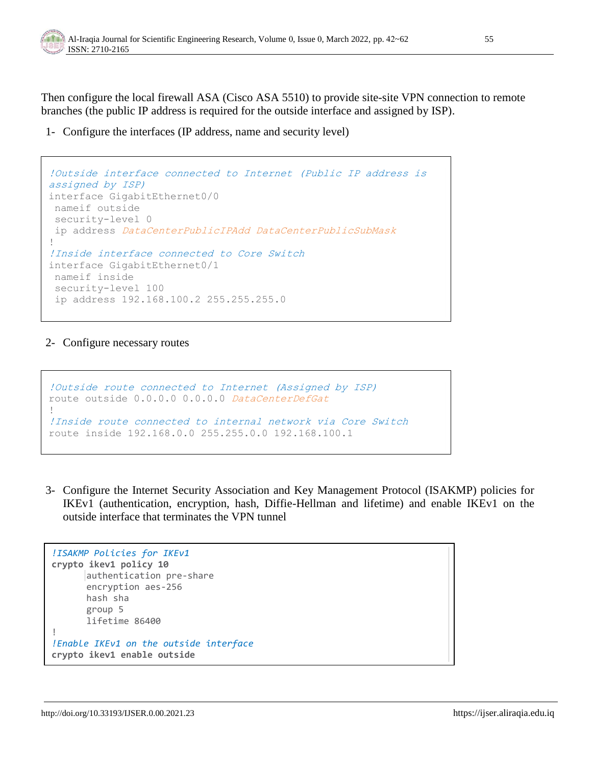Then configure the local firewall ASA (Cisco ASA 5510) to provide site-site VPN connection to remote branches (the public IP address is required for the outside interface and assigned by ISP).

1- Configure the interfaces (IP address, name and security level)

```
!Outside interface connected to Internet (Public IP address is
assigned by ISP)
interface GigabitEthernet0/0
 nameif outside
 security-level 0
 ip address DataCenterPublicIPAdd DataCenterPublicSubMask
!
!Inside interface connected to Core Switch
interface GigabitEthernet0/1
 nameif inside
 security-level 100
 ip address 192.168.100.2 255.255.255.0
```

2- Configure necessary routes

```
!Outside route connected to Internet (Assigned by ISP)
route outside 0.0.0.0 0.0.0.0 DataCenterDefGat
!
!Inside route connected to internal network via Core Switch
route inside 192.168.0.0 255.255.0.0 192.168.100.1
```

3- Configure the Internet Security Association and Key Management Protocol (ISAKMP) policies for IKEv1 (authentication, encryption, hash, Diffie-Hellman and lifetime) and enable IKEv1 on the outside interface that terminates the VPN tunnel

```
!ISAKMP Policies for IKEv1
crypto ikev1 policy 10
      authentication pre-share
      encryption aes-256
      hash sha
      group 5
      lifetime 86400
!
!Enable IKEv1 on the outside interface
crypto ikev1 enable outside
```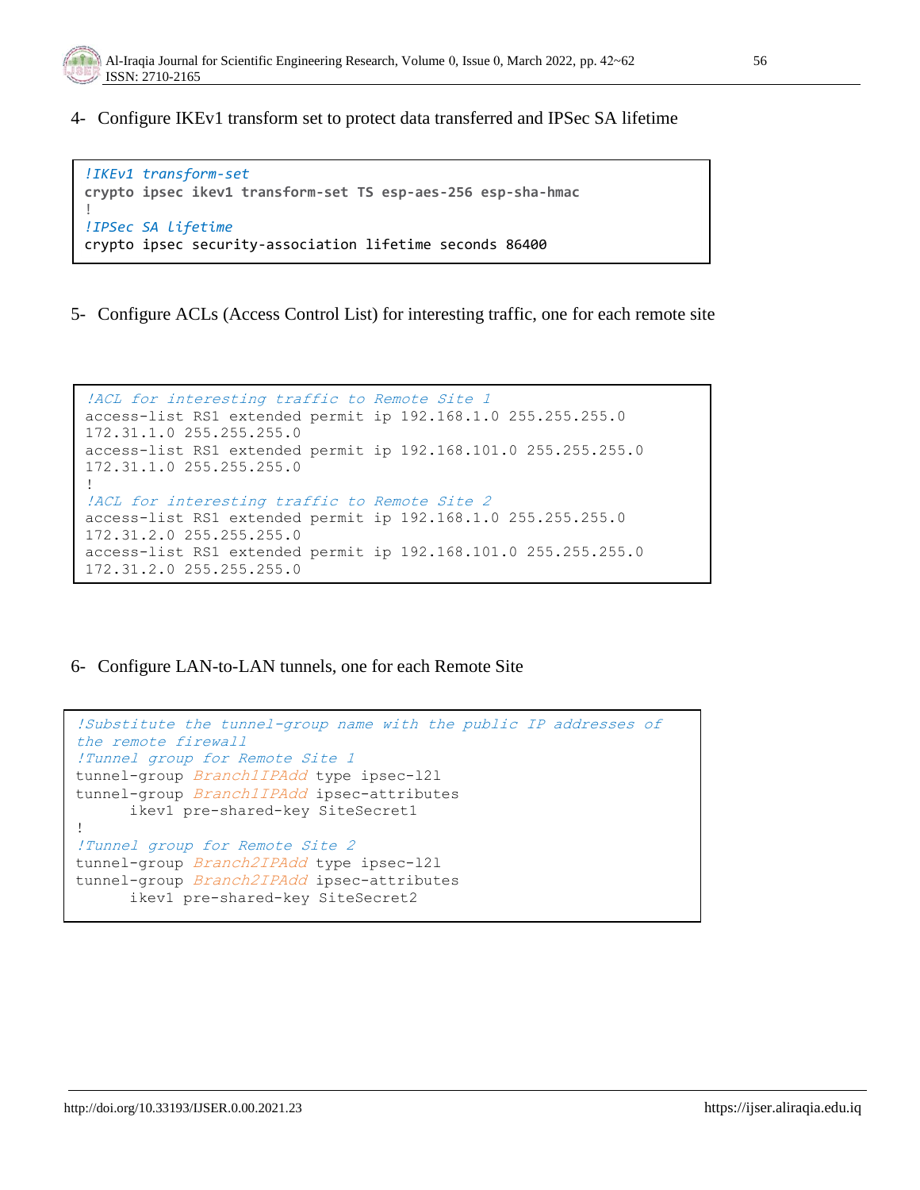4- Configure IKEv1 transform set to protect data transferred and IPSec SA lifetime

```
!IKEv1 transform-set
crypto ipsec ikev1 transform-set TS esp-aes-256 esp-sha-hmac
!
!IPSec SA lifetime
crypto ipsec security-association lifetime seconds 86400
```

5- Configure ACLs (Access Control List) for interesting traffic, one for each remote site

```
!ACL for interesting traffic to Remote Site 1
access-list RS1 extended permit ip 192.168.1.0 255.255.255.0
172.31.1.0 255.255.255.0
access-list RS1 extended permit ip 192.168.101.0 255.255.255.0
172.31.1.0 255.255.255.0
!
!ACL for interesting traffic to Remote Site 2
access-list RS1 extended permit ip 192.168.1.0 255.255.255.0
172.31.2.0 255.255.255.0
access-list RS1 extended permit ip 192.168.101.0 255.255.255.0
172.31.2.0 255.255.255.0
```

6- Configure LAN-to-LAN tunnels, one for each Remote Site

```
!Substitute the tunnel-group name with the public IP addresses of
the remote firewall
!Tunnel group for Remote Site 1
tunnel-group Branch1IPAdd type ipsec-l2l
tunnel-group Branch1IPAdd ipsec-attributes
      ikev1 pre-shared-key SiteSecret1
!
!Tunnel group for Remote Site 2
tunnel-group Branch2IPAdd type ipsec-l2l
tunnel-group Branch2IPAdd ipsec-attributes
      ikev1 pre-shared-key SiteSecret2
```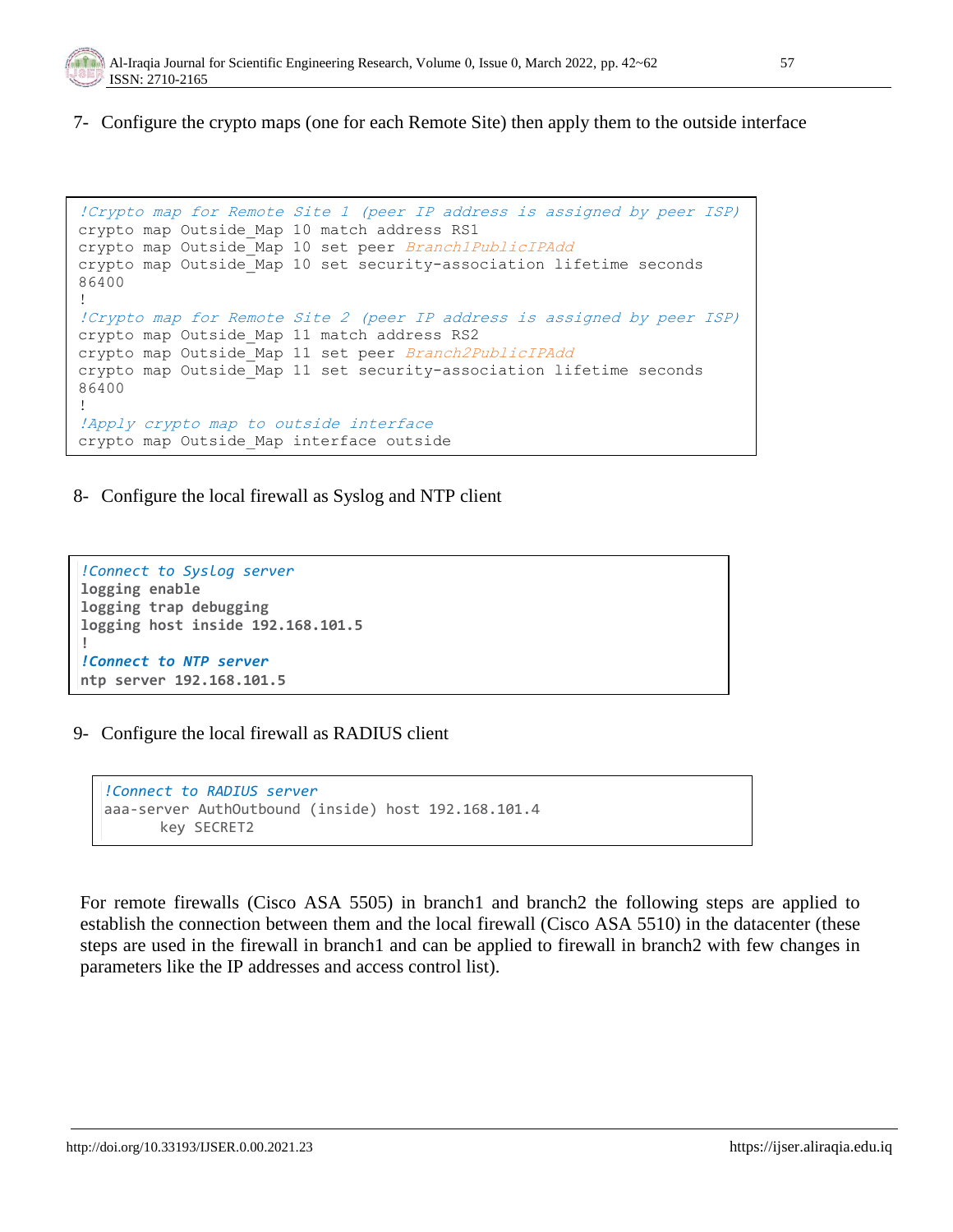7- Configure the crypto maps (one for each Remote Site) then apply them to the outside interface

```
!Crypto map for Remote Site 1 (peer IP address is assigned by peer ISP)
crypto map Outside_Map 10 match address RS1
crypto map Outside_Map 10 set peer Branch1PublicIPAdd
crypto map Outside_Map 10 set security-association lifetime seconds
86400
!
!Crypto map for Remote Site 2 (peer IP address is assigned by peer ISP)
crypto map Outside_Map 11 match address RS2
crypto map Outside_Map 11 set peer Branch2PublicIPAdd
crypto map Outside_Map 11 set security-association lifetime seconds
86400
!
!Apply crypto map to outside interface
crypto map Outside_Map interface outside
```

8- Configure the local firewall as Syslog and NTP client

```
!Connect to Syslog server
logging enable
logging trap debugging
logging host inside 192.168.101.5
!
!Connect to NTP server
ntp server 192.168.101.5
```

9- Configure the local firewall as RADIUS client

```
!Connect to RADIUS server
aaa-server AuthOutbound (inside) host 192.168.101.4
      key SECRET2
```

For remote firewalls (Cisco ASA 5505) in branch1 and branch2 the following steps are applied to establish the connection between them and the local firewall (Cisco ASA 5510) in the datacenter (these steps are used in the firewall in branch1 and can be applied to firewall in branch2 with few changes in parameters like the IP addresses and access control list).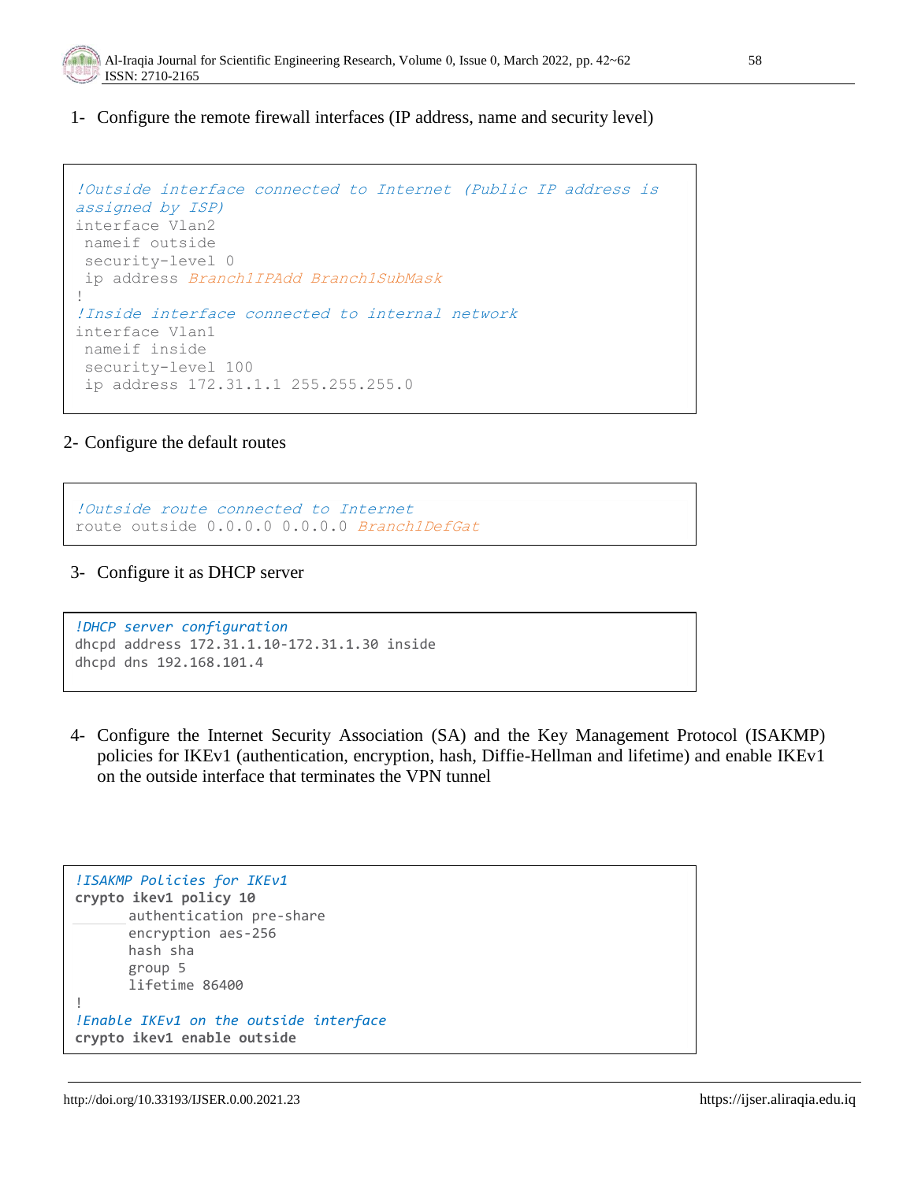1- Configure the remote firewall interfaces (IP address, name and security level)

```
!Outside interface connected to Internet (Public IP address is
assigned by ISP)
interface Vlan2
 nameif outside
 security-level 0
 ip address Branch1IPAdd Branch1SubMask
!
!Inside interface connected to internal network
interface Vlan1
 nameif inside
 security-level 100
 ip address 172.31.1.1 255.255.255.0
```

2- Configure the default routes

```
!Outside route connected to Internet
route outside 0.0.0.0 0.0.0.0 Branch1DefGat
```

3- Configure it as DHCP server

```
!DHCP server configuration
dhcpd address 172.31.1.10-172.31.1.30 inside
dhcpd dns 192.168.101.4
```

4- Configure the Internet Security Association (SA) and the Key Management Protocol (ISAKMP) policies for IKEv1 (authentication, encryption, hash, Diffie-Hellman and lifetime) and enable IKEv1 on the outside interface that terminates the VPN tunnel

```
!ISAKMP Policies for IKEv1
crypto ikev1 policy 10
      authentication pre-share
      encryption aes-256
      hash sha
      group 5
      lifetime 86400
!
!Enable IKEv1 on the outside interface
crypto ikev1 enable outside
```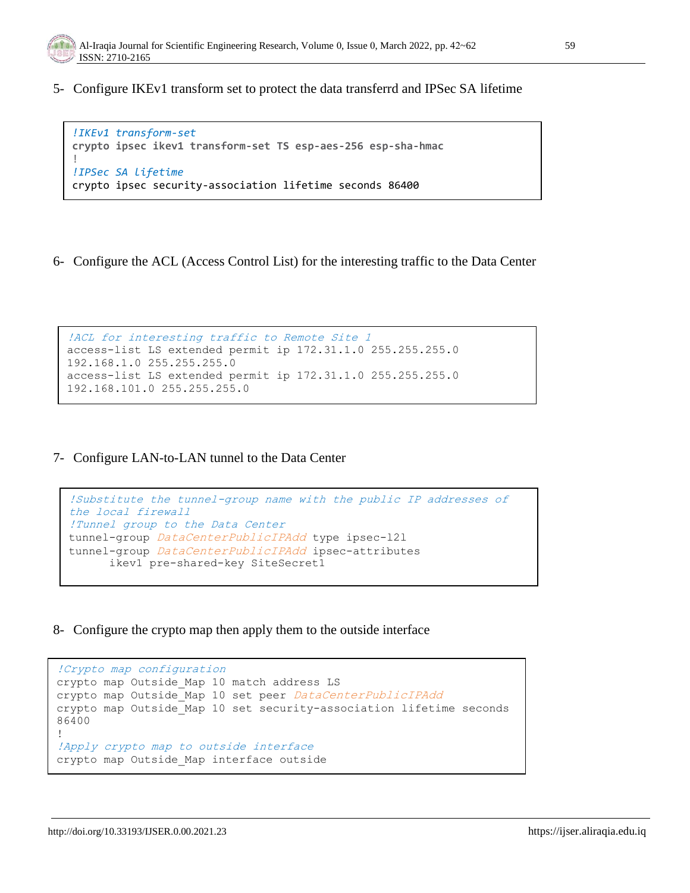5- Configure IKEv1 transform set to protect the data transferrd and IPSec SA lifetime

```
!IKEv1 transform-set
crypto ipsec ikev1 transform-set TS esp-aes-256 esp-sha-hmac
!
!IPSec SA lifetime
crypto ipsec security-association lifetime seconds 86400
```

6- Configure the ACL (Access Control List) for the interesting traffic to the Data Center

```
!ACL for interesting traffic to Remote Site 1
access-list LS extended permit ip 172.31.1.0 255.255.255.0
192.168.1.0 255.255.255.0
access-list LS extended permit ip 172.31.1.0 255.255.255.0
192.168.101.0 255.255.255.0
```

7- Configure LAN-to-LAN tunnel to the Data Center

```
!Substitute the tunnel-group name with the public IP addresses of
the local firewall
!Tunnel group to the Data Center
tunnel-group DataCenterPublicIPAdd type ipsec-l2l
tunnel-group DataCenterPublicIPAdd ipsec-attributes
      ikev1 pre-shared-key SiteSecret1
```

8- Configure the crypto map then apply them to the outside interface

```
!Crypto map configuration
crypto map Outside_Map 10 match address LS
crypto map Outside_Map 10 set peer DataCenterPublicIPAdd
crypto map Outside_Map 10 set security-association lifetime seconds
86400
!
!Apply crypto map to outside interface
crypto map Outside_Map interface outside
```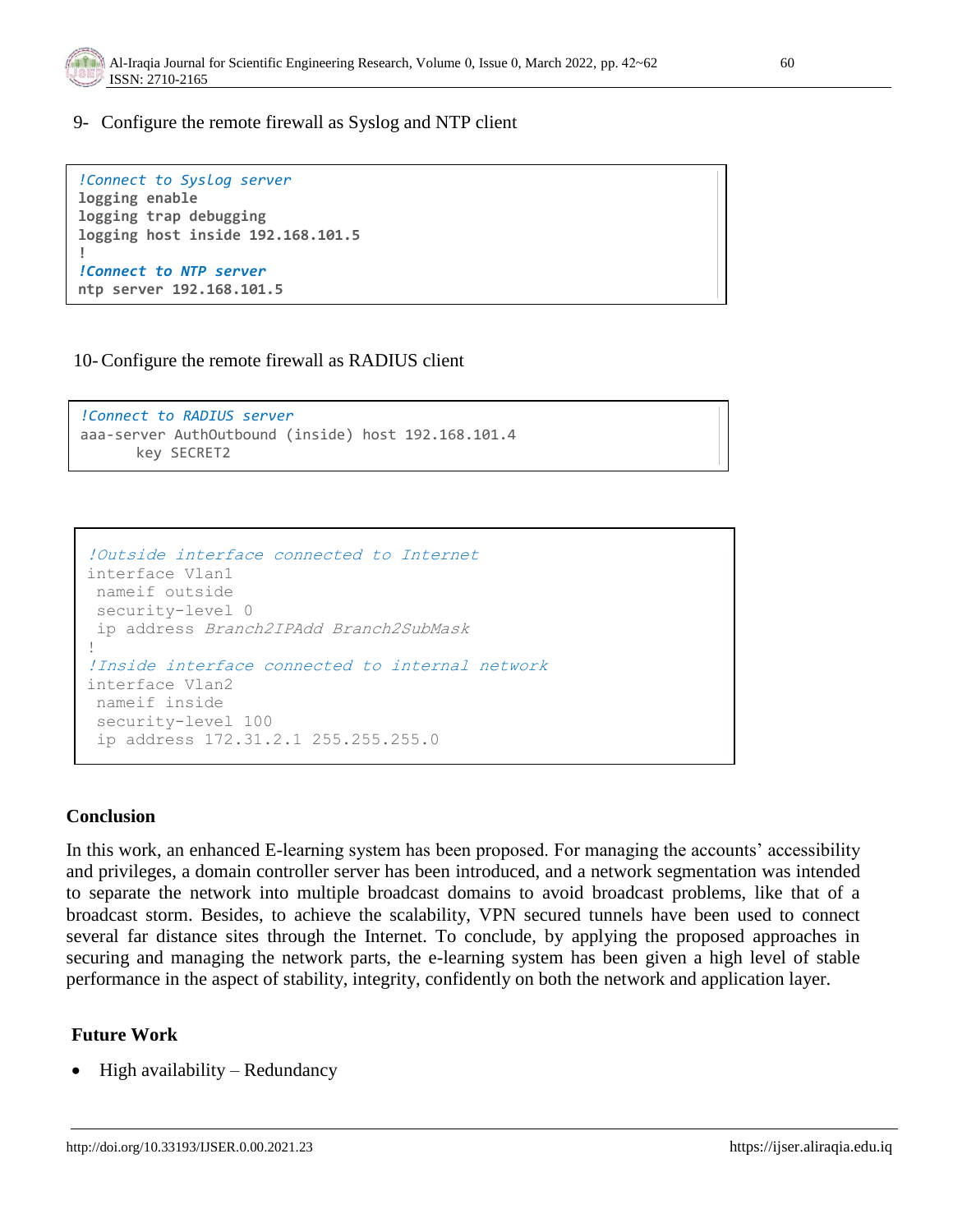9- Configure the remote firewall as Syslog and NTP client

```
!Connect to Syslog server
logging enable
logging trap debugging
logging host inside 192.168.101.5
!
!Connect to NTP server
ntp server 192.168.101.5
```

10- Configure the remote firewall as RADIUS client

```
!Connect to RADIUS server
aaa-server AuthOutbound (inside) host 192.168.101.4
      key SECRET2
```

```
!Outside interface connected to Internet
interface Vlan1
 nameif outside
 security-level 0
 ip address Branch2IPAdd Branch2SubMask
!
!Inside interface connected to internal network
interface Vlan2
 nameif inside
 security-level 100
 ip address 172.31.2.1 255.255.255.0
```

## Conclusion

In this work, an enhanced E-learning system has been proposed. For managing the accounts' accessibility and privileges, a domain controller server has been introduced, and a network segmentation was intended to separate the network into multiple broadcast domains to avoid broadcast problems, like that of a broadcast storm. Besides, to achieve the scalability, VPN secured tunnels have been used to connect several far distance sites through the Internet. To conclude, by applying the proposed approaches in securing and managing the network parts, the e-learning system has been given a high level of stable performance in the aspect of stability, integrity, confidently on both the network and application layer.

## Future Work

- High availability – Redundancy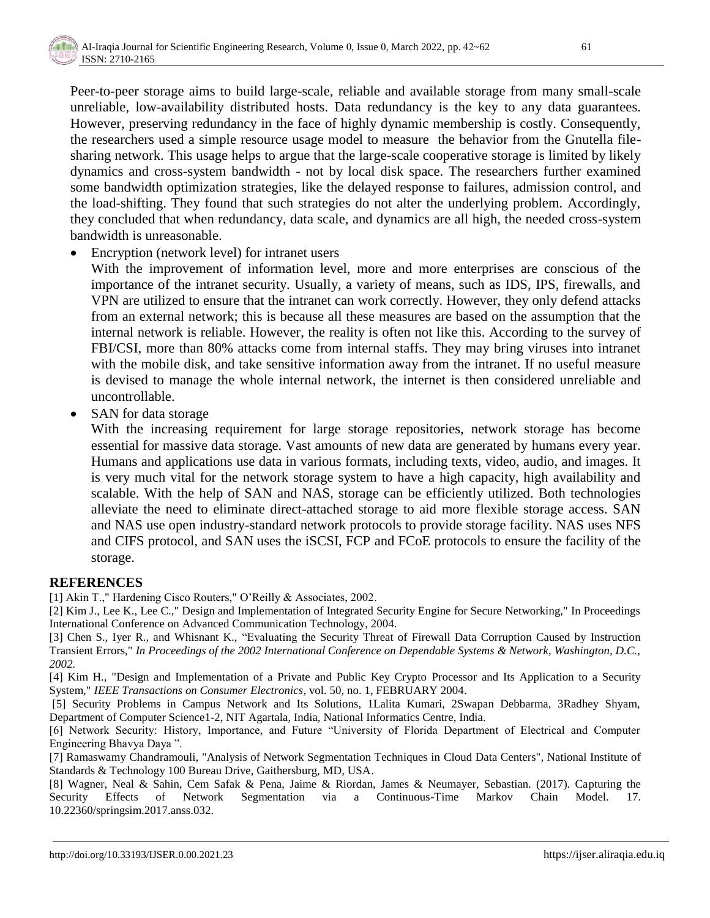Peer-to-peer storage aims to build large-scale, reliable and available storage from many small-scale unreliable, low-availability distributed hosts. Data redundancy is the key to any data guarantees. However, preserving redundancy in the face of highly dynamic membership is costly. Consequently, the researchers used a simple resource usage model to measure the behavior from the Gnutella file-sharing network. This usage helps to argue that the large-scale cooperative storage is limited by likely dynamics and cross-system bandwidth - not by local disk space. The researchers further examined some bandwidth optimization strategies, like the delayed response to failures, admission control, and the load-shifting. They found that such strategies do not alter the underlying problem. Accordingly, they concluded that when redundancy, data scale, and dynamics are all high, the needed cross-system bandwidth is unreasonable.

- Encryption (network level) for intranet users

  With the improvement of information level, more and more enterprises are conscious of the importance of the intranet security. Usually, a variety of means, such as IDS, IPS, firewalls, and VPN are utilized to ensure that the intranet can work correctly. However, they only defend attacks from an external network; this is because all these measures are based on the assumption that the internal network is reliable. However, the reality is often not like this. According to the survey of FBI/CSI, more than 80% attacks come from internal staffs. They may bring viruses into intranet with the mobile disk, and take sensitive information away from the intranet. If no useful measure is devised to manage the whole internal network, the internet is then considered unreliable and uncontrollable.

- SAN for data storage

  With the increasing requirement for large storage repositories, network storage has become essential for massive data storage. Vast amounts of new data are generated by humans every year. Humans and applications use data in various formats, including texts, video, audio, and images. It is very much vital for the network storage system to have a high capacity, high availability and scalable. With the help of SAN and NAS, storage can be efficiently utilized. Both technologies alleviate the need to eliminate direct-attached storage to aid more flexible storage access. SAN and NAS use open industry-standard network protocols to provide storage facility. NAS uses NFS and CIFS protocol, and SAN uses the iSCSI, FCP and FCoE protocols to ensure the facility of the storage.

## REFERENCES

[1] Akin T.," Hardening Cisco Routers," O'Reilly & Associates, 2002.

[2] Kim J., Lee K., Lee C.," Design and Implementation of Integrated Security Engine for Secure Networking," In Proceedings International Conference on Advanced Communication Technology, 2004.

[3] Chen S., Iyer R., and Whisnant K., "Evaluating the Security Threat of Firewall Data Corruption Caused by Instruction Transient Errors," *In Proceedings of the 2002 International Conference on Dependable Systems & Network, Washington, D.C., 2002.*

[4] Kim H., "Design and Implementation of a Private and Public Key Crypto Processor and Its Application to a Security System," *IEEE Transactions on Consumer Electronics*, vol. 50, no. 1, FEBRUARY 2004.

[5] Security Problems in Campus Network and Its Solutions, 1Lalita Kumari, 2Swapan Debbarma, 3Radhey Shyam, Department of Computer Science1-2, NIT Agartala, India, National Informatics Centre, India.

[6] Network Security: History, Importance, and Future "University of Florida Department of Electrical and Computer Engineering Bhavya Daya ".

[7] Ramaswamy Chandramouli, "Analysis of Network Segmentation Techniques in Cloud Data Centers", National Institute of Standards & Technology 100 Bureau Drive, Gaithersburg, MD, USA.

[8] Wagner, Neal & Sahin, Cem Safak & Pena, Jaime & Riordan, James & Neumayer, Sebastian. (2017). Capturing the Security Effects of Network Segmentation via a Continuous-Time Markov Chain Model. 17. 10.22360/springsim.2017.anss.032.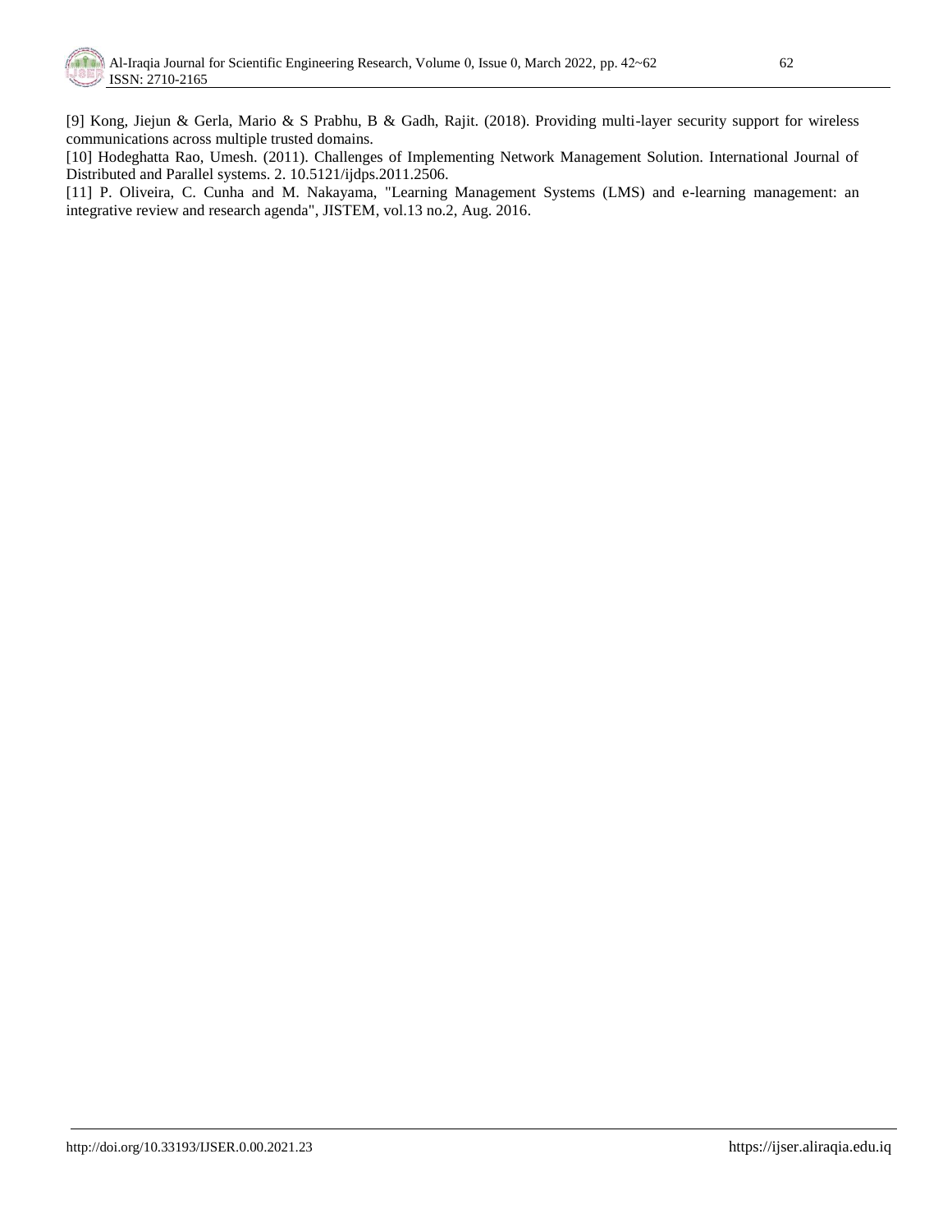[9] Kong, Jiejun & Gerla, Mario & S Prabhu, B & Gadh, Rajit. (2018). Providing multi-layer security support for wireless communications across multiple trusted domains.

[10] Hodeghatta Rao, Umesh. (2011). Challenges of Implementing Network Management Solution. International Journal of Distributed and Parallel systems. 2. 10.5121/ijdps.2011.2506.

[11] P. Oliveira, C. Cunha and M. Nakayama, "Learning Management Systems (LMS) and e-learning management: an integrative review and research agenda", JISTEM, vol.13 no.2, Aug. 2016.